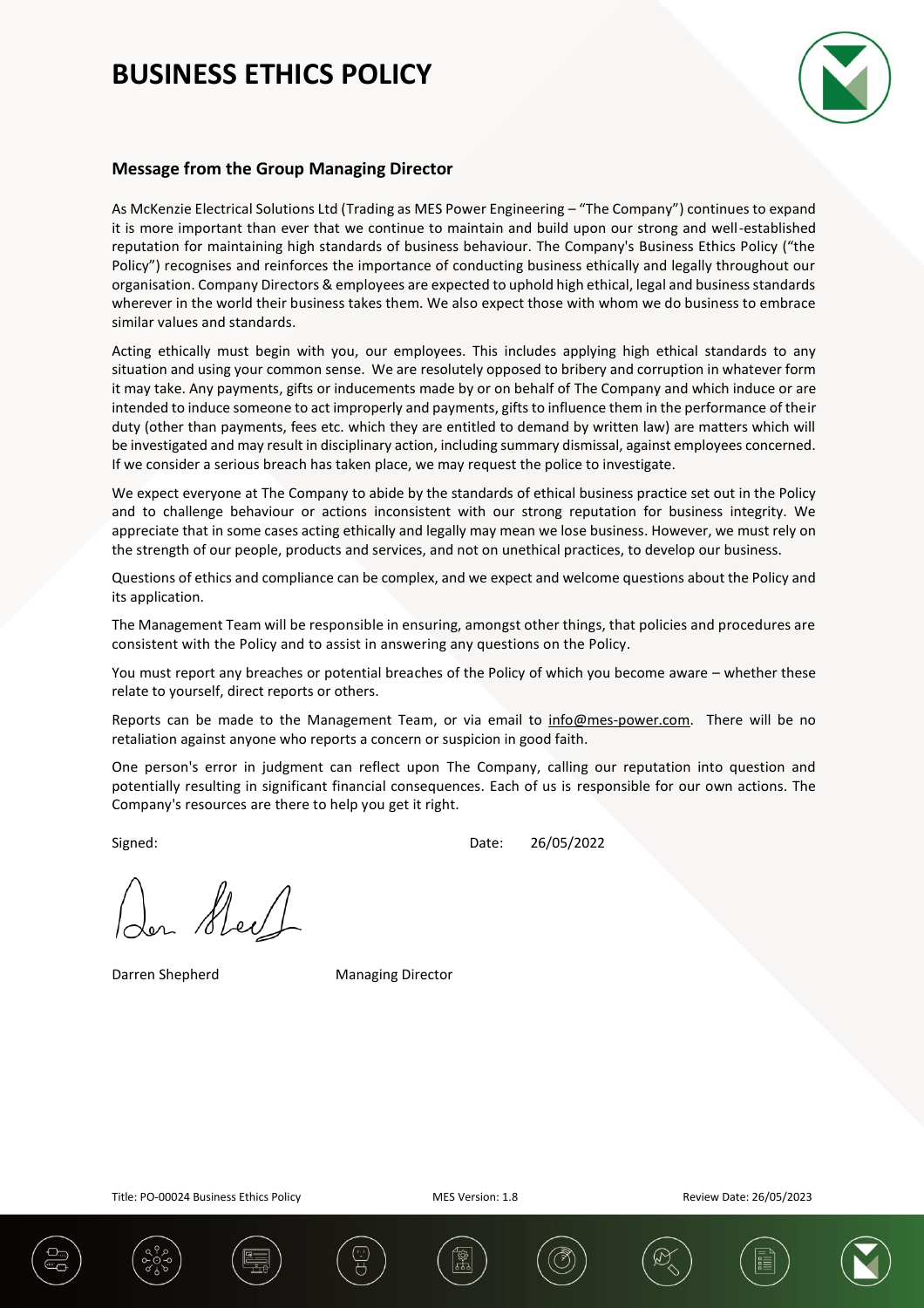# BUSINESS ETHICS POLICY

## Message from the Group Managing Director

As McKenzie Electrical Solutions Ltd (Trading as MES Power Engineering – "The Company") continues to expand it is more important than ever that we continue to maintain and build upon our strong and well-established reputation for maintaining high standards of business behaviour. The Company's Business Ethics Policy ("the Policy") recognises and reinforces the importance of conducting business ethically and legally throughout our organisation. Company Directors & employees are expected to uphold high ethical, legal and business standards wherever in the world their business takes them. We also expect those with whom we do business to embrace similar values and standards.

Acting ethically must begin with you, our employees. This includes applying high ethical standards to any situation and using your common sense. We are resolutely opposed to bribery and corruption in whatever form it may take. Any payments, gifts or inducements made by or on behalf of The Company and which induce or are intended to induce someone to act improperly and payments, gifts to influence them in the performance of their duty (other than payments, fees etc. which they are entitled to demand by written law) are matters which will be investigated and may result in disciplinary action, including summary dismissal, against employees concerned. If we consider a serious breach has taken place, we may request the police to investigate.

We expect everyone at The Company to abide by the standards of ethical business practice set out in the Policy and to challenge behaviour or actions inconsistent with our strong reputation for business integrity. We appreciate that in some cases acting ethically and legally may mean we lose business. However, we must rely on the strength of our people, products and services, and not on unethical practices, to develop our business.

Questions of ethics and compliance can be complex, and we expect and welcome questions about the Policy and its application.

The Management Team will be responsible in ensuring, amongst other things, that policies and procedures are consistent with the Policy and to assist in answering any questions on the Policy.

You must report any breaches or potential breaches of the Policy of which you become aware – whether these relate to yourself, direct reports or others.

Reports can be made to the Management Team, or via email to info@mes-power.com. There will be no retaliation against anyone who reports a concern or suspicion in good faith.

One person's error in judgment can reflect upon The Company, calling our reputation into question and potentially resulting in significant financial consequences. Each of us is responsible for our own actions. The Company's resources are there to help you get it right.

Signed: Date: 26/05/2022

Darren Shepherd Managing Director

Title: PO-00024 Business Ethics Policy MES Version: 1.8 Review Date: 26/05/2023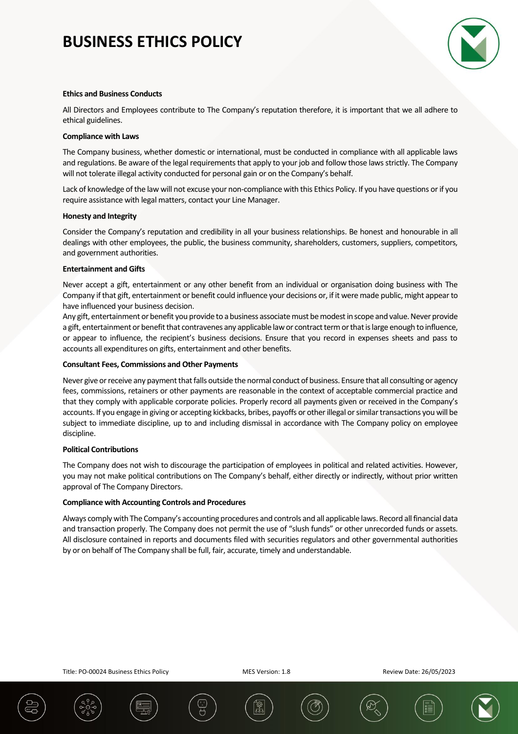# BUSINESS ETHICS POLICY

**Ethics and Business Conducts**

All Directors and Employees contribute to The Company's reputation therefore, it is important that we all adhere to ethical guidelines.

**Compliance with Laws**

The Company business, whether domestic or international, must be conducted in compliance with all applicable laws and regulations. Be aware of the legal requirements that apply to your job and follow those laws strictly. The Company will not tolerate illegal activity conducted for personal gain or on the Company's behalf.

Lack of knowledge of the law will not excuse your non-compliance with this Ethics Policy. If you have questions or if you require assistance with legal matters, contact your Line Manager.

**Honesty and Integrity**

Consider the Company's reputation and credibility in all your business relationships. Be honest and honourable in all dealings with other employees, the public, the business community, shareholders, customers, suppliers, competitors, and government authorities.

**Entertainment and Gifts**

Never accept a gift, entertainment or any other benefit from an individual or organisation doing business with The Company if that gift, entertainment or benefit could influence your decisions or, if it were made public, might appear to have influenced your business decision.

Any gift, entertainment or benefit you provide to a business associate must be modest in scope and value. Never provide a gift, entertainment or benefit that contravenes any applicable law or contract term or that is large enough to influence, or appear to influence, the recipient's business decisions. Ensure that you record in expenses sheets and pass to accounts all expenditures on gifts, entertainment and other benefits.

**Consultant Fees, Commissions and Other Payments**

Never give or receive any payment that falls outside the normal conduct of business. Ensure that all consulting or agency fees, commissions, retainers or other payments are reasonable in the context of acceptable commercial practice and that they comply with applicable corporate policies. Properly record all payments given or received in the Company's accounts. If you engage in giving or accepting kickbacks, bribes, payoffs or other illegal or similar transactions you will be subject to immediate discipline, up to and including dismissal in accordance with The Company policy on employee discipline.

**Political Contributions**

The Company does not wish to discourage the participation of employees in political and related activities. However, you may not make political contributions on The Company's behalf, either directly or indirectly, without prior written approval of The Company Directors.

**Compliance with Accounting Controls and Procedures**

Always comply with The Company's accounting procedures and controls and all applicable laws. Record all financial data and transaction properly. The Company does not permit the use of "slush funds" or other unrecorded funds or assets. All disclosure contained in reports and documents filed with securities regulators and other governmental authorities by or on behalf of The Company shall be full, fair, accurate, timely and understandable.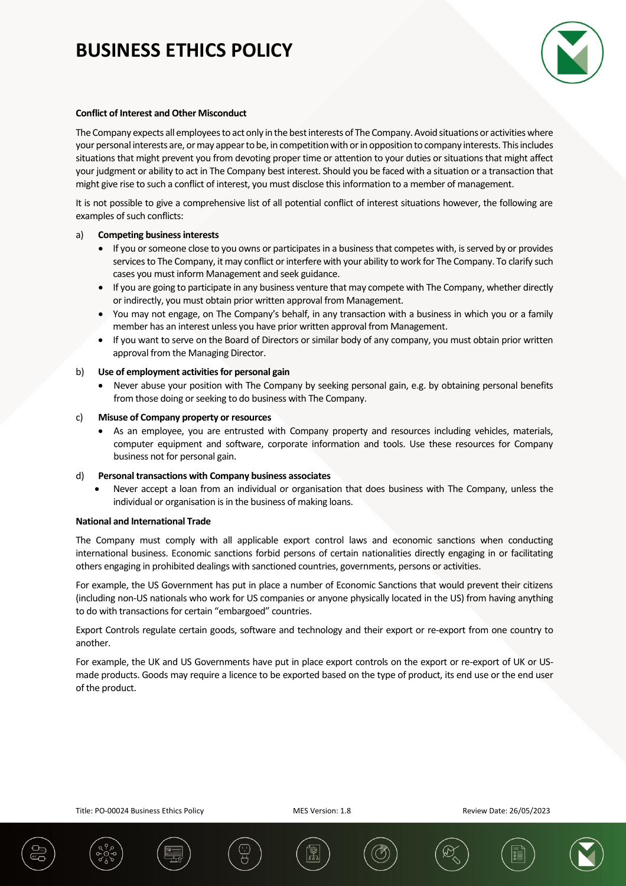# BUSINESS ETHICS POLICY

**Conflict of Interest and Other Misconduct**

The Company expects all employees to act only in the best interests of The Company. Avoid situations or activities where your personal interests are, or may appear to be, in competition with or in opposition to company interests. This includes situations that might prevent you from devoting proper time or attention to your duties or situations that might affect your judgment or ability to act in The Company best interest. Should you be faced with a situation or a transaction that might give rise to such a conflict of interest, you must disclose this information to a member of management.

It is not possible to give a comprehensive list of all potential conflict of interest situations however, the following are examples of such conflicts:

a) **Competing business interests**
   - If you or someone close to you owns or participates in a business that competes with, is served by or provides services to The Company, it may conflict or interfere with your ability to work for The Company. To clarify such cases you must inform Management and seek guidance.
   - If you are going to participate in any business venture that may compete with The Company, whether directly or indirectly, you must obtain prior written approval from Management.
   - You may not engage, on The Company's behalf, in any transaction with a business in which you or a family member has an interest unless you have prior written approval from Management.
   - If you want to serve on the Board of Directors or similar body of any company, you must obtain prior written approval from the Managing Director.

b) **Use of employment activities for personal gain**
   - Never abuse your position with The Company by seeking personal gain, e.g. by obtaining personal benefits from those doing or seeking to do business with The Company.

c) **Misuse of Company property or resources**
   - As an employee, you are entrusted with Company property and resources including vehicles, materials, computer equipment and software, corporate information and tools. Use these resources for Company business not for personal gain.

d) **Personal transactions with Company business associates**
   - Never accept a loan from an individual or organisation that does business with The Company, unless the individual or organisation is in the business of making loans.

**National and International Trade**

The Company must comply with all applicable export control laws and economic sanctions when conducting international business. Economic sanctions forbid persons of certain nationalities directly engaging in or facilitating others engaging in prohibited dealings with sanctioned countries, governments, persons or activities.

For example, the US Government has put in place a number of Economic Sanctions that would prevent their citizens (including non-US nationals who work for US companies or anyone physically located in the US) from having anything to do with transactions for certain "embargoed" countries.

Export Controls regulate certain goods, software and technology and their export or re-export from one country to another.

For example, the UK and US Governments have put in place export controls on the export or re-export of UK or US-made products. Goods may require a licence to be exported based on the type of product, its end use or the end user of the product.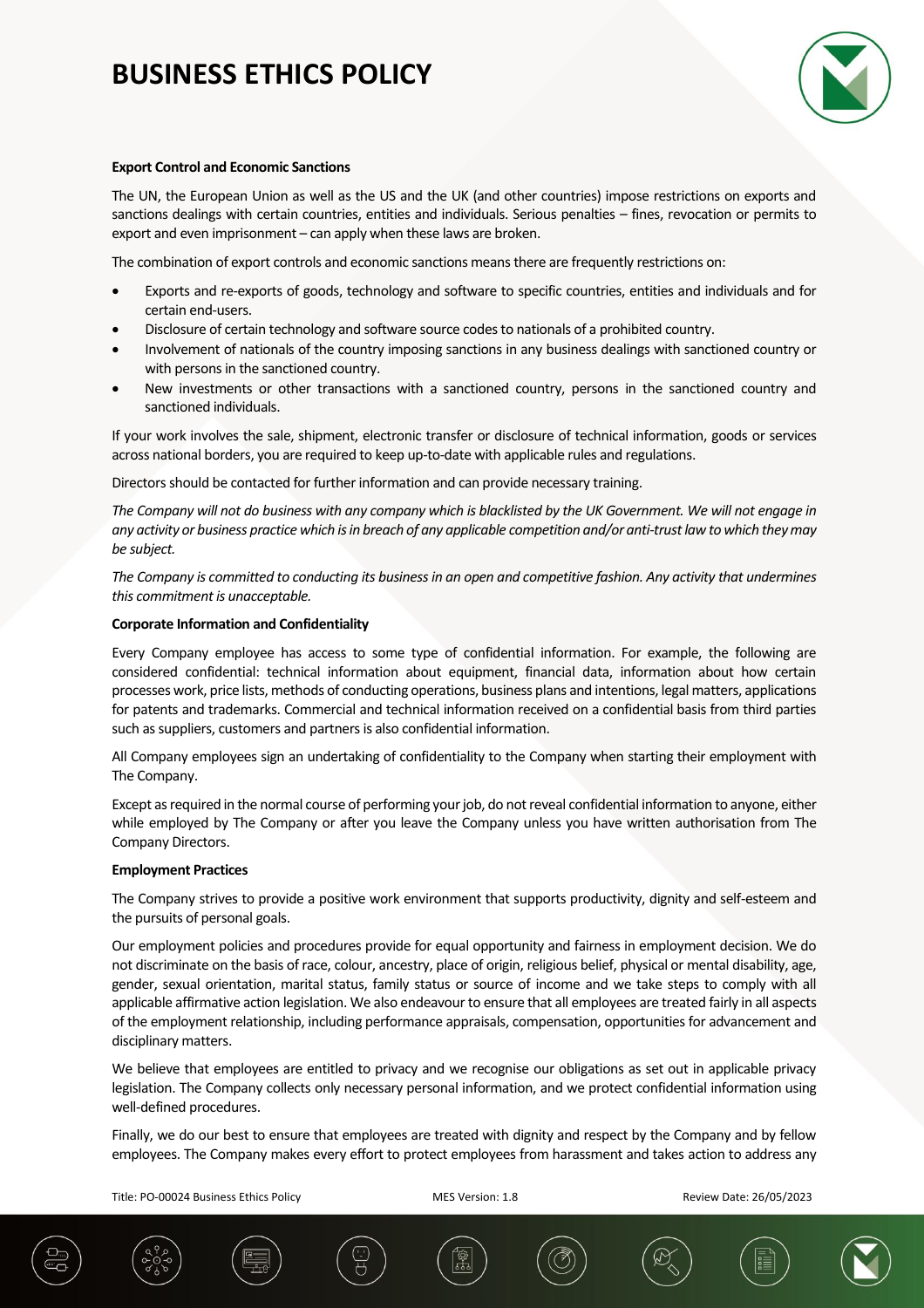# BUSINESS ETHICS POLICY

**Export Control and Economic Sanctions**

The UN, the European Union as well as the US and the UK (and other countries) impose restrictions on exports and sanctions dealings with certain countries, entities and individuals. Serious penalties – fines, revocation or permits to export and even imprisonment – can apply when these laws are broken.

The combination of export controls and economic sanctions means there are frequently restrictions on:

- Exports and re-exports of goods, technology and software to specific countries, entities and individuals and for certain end-users.
- Disclosure of certain technology and software source codes to nationals of a prohibited country.
- Involvement of nationals of the country imposing sanctions in any business dealings with sanctioned country or with persons in the sanctioned country.
- New investments or other transactions with a sanctioned country, persons in the sanctioned country and sanctioned individuals.

If your work involves the sale, shipment, electronic transfer or disclosure of technical information, goods or services across national borders, you are required to keep up-to-date with applicable rules and regulations.

Directors should be contacted for further information and can provide necessary training.

*The Company will not do business with any company which is blacklisted by the UK Government. We will not engage in any activity or business practice which is in breach of any applicable competition and/or anti-trust law to which they may be subject.*

*The Company is committed to conducting its business in an open and competitive fashion. Any activity that undermines this commitment is unacceptable.*

**Corporate Information and Confidentiality**

Every Company employee has access to some type of confidential information. For example, the following are considered confidential: technical information about equipment, financial data, information about how certain processes work, price lists, methods of conducting operations, business plans and intentions, legal matters, applications for patents and trademarks. Commercial and technical information received on a confidential basis from third parties such as suppliers, customers and partners is also confidential information.

All Company employees sign an undertaking of confidentiality to the Company when starting their employment with The Company.

Except as required in the normal course of performing your job, do not reveal confidential information to anyone, either while employed by The Company or after you leave the Company unless you have written authorisation from The Company Directors.

**Employment Practices**

The Company strives to provide a positive work environment that supports productivity, dignity and self-esteem and the pursuits of personal goals.

Our employment policies and procedures provide for equal opportunity and fairness in employment decision. We do not discriminate on the basis of race, colour, ancestry, place of origin, religious belief, physical or mental disability, age, gender, sexual orientation, marital status, family status or source of income and we take steps to comply with all applicable affirmative action legislation. We also endeavour to ensure that all employees are treated fairly in all aspects of the employment relationship, including performance appraisals, compensation, opportunities for advancement and disciplinary matters.

We believe that employees are entitled to privacy and we recognise our obligations as set out in applicable privacy legislation. The Company collects only necessary personal information, and we protect confidential information using well-defined procedures.

Finally, we do our best to ensure that employees are treated with dignity and respect by the Company and by fellow employees. The Company makes every effort to protect employees from harassment and takes action to address any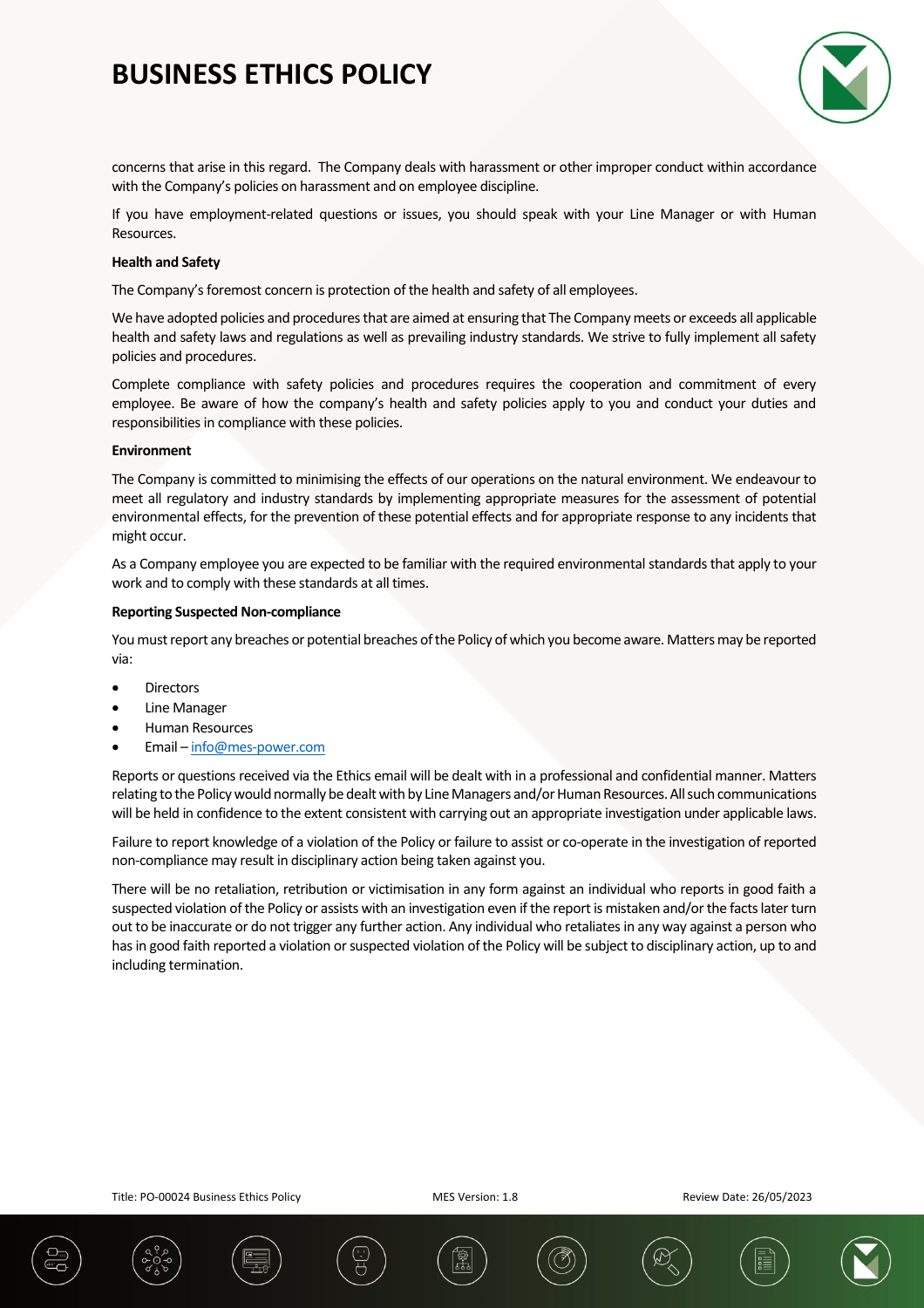concerns that arise in this regard. The Company deals with harassment or other improper conduct within accordance with the Company's policies on harassment and on employee discipline.

If you have employment-related questions or issues, you should speak with your Line Manager or with Human Resources.

**Health and Safety**

The Company's foremost concern is protection of the health and safety of all employees.

We have adopted policies and procedures that are aimed at ensuring that The Company meets or exceeds all applicable health and safety laws and regulations as well as prevailing industry standards. We strive to fully implement all safety policies and procedures.

Complete compliance with safety policies and procedures requires the cooperation and commitment of every employee. Be aware of how the company's health and safety policies apply to you and conduct your duties and responsibilities in compliance with these policies.

**Environment**

The Company is committed to minimising the effects of our operations on the natural environment. We endeavour to meet all regulatory and industry standards by implementing appropriate measures for the assessment of potential environmental effects, for the prevention of these potential effects and for appropriate response to any incidents that might occur.

As a Company employee you are expected to be familiar with the required environmental standards that apply to your work and to comply with these standards at all times.

**Reporting Suspected Non-compliance**

You must report any breaches or potential breaches of the Policy of which you become aware. Matters may be reported via:

- Directors
- Line Manager
- Human Resources
- Email – info@mes-power.com

Reports or questions received via the Ethics email will be dealt with in a professional and confidential manner. Matters relating to the Policy would normally be dealt with by Line Managers and/or Human Resources. All such communications will be held in confidence to the extent consistent with carrying out an appropriate investigation under applicable laws.

Failure to report knowledge of a violation of the Policy or failure to assist or co-operate in the investigation of reported non-compliance may result in disciplinary action being taken against you.

There will be no retaliation, retribution or victimisation in any form against an individual who reports in good faith a suspected violation of the Policy or assists with an investigation even if the report is mistaken and/or the facts later turn out to be inaccurate or do not trigger any further action. Any individual who retaliates in any way against a person who has in good faith reported a violation or suspected violation of the Policy will be subject to disciplinary action, up to and including termination.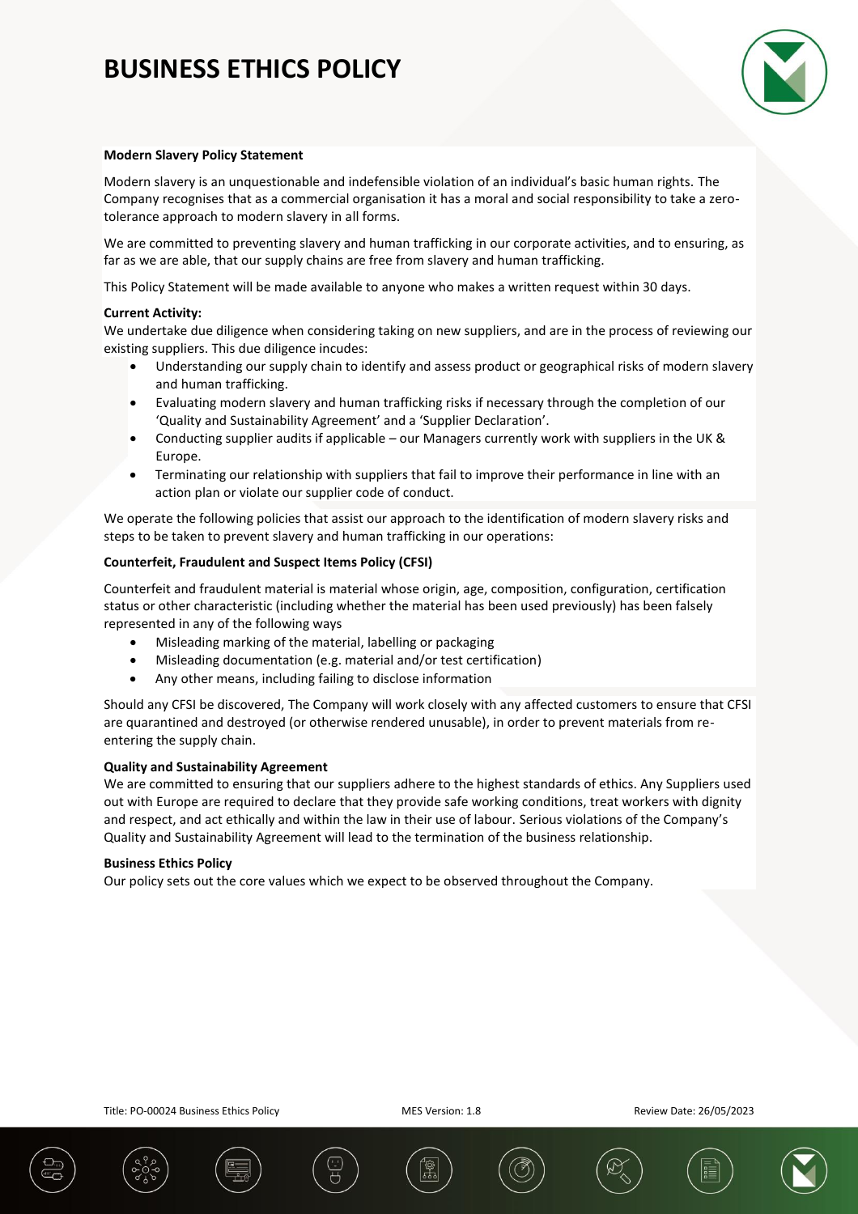# BUSINESS ETHICS POLICY

**Modern Slavery Policy Statement**

Modern slavery is an unquestionable and indefensible violation of an individual's basic human rights. The Company recognises that as a commercial organisation it has a moral and social responsibility to take a zero-tolerance approach to modern slavery in all forms.

We are committed to preventing slavery and human trafficking in our corporate activities, and to ensuring, as far as we are able, that our supply chains are free from slavery and human trafficking.

This Policy Statement will be made available to anyone who makes a written request within 30 days.

**Current Activity:**
We undertake due diligence when considering taking on new suppliers, and are in the process of reviewing our existing suppliers. This due diligence incudes:

- Understanding our supply chain to identify and assess product or geographical risks of modern slavery and human trafficking.
- Evaluating modern slavery and human trafficking risks if necessary through the completion of our 'Quality and Sustainability Agreement' and a 'Supplier Declaration'.
- Conducting supplier audits if applicable – our Managers currently work with suppliers in the UK & Europe.
- Terminating our relationship with suppliers that fail to improve their performance in line with an action plan or violate our supplier code of conduct.

We operate the following policies that assist our approach to the identification of modern slavery risks and steps to be taken to prevent slavery and human trafficking in our operations:

**Counterfeit, Fraudulent and Suspect Items Policy (CFSI)**

Counterfeit and fraudulent material is material whose origin, age, composition, configuration, certification status or other characteristic (including whether the material has been used previously) has been falsely represented in any of the following ways

- Misleading marking of the material, labelling or packaging
- Misleading documentation (e.g. material and/or test certification)
- Any other means, including failing to disclose information

Should any CFSI be discovered, The Company will work closely with any affected customers to ensure that CFSI are quarantined and destroyed (or otherwise rendered unusable), in order to prevent materials from re-entering the supply chain.

**Quality and Sustainability Agreement**
We are committed to ensuring that our suppliers adhere to the highest standards of ethics. Any Suppliers used out with Europe are required to declare that they provide safe working conditions, treat workers with dignity and respect, and act ethically and within the law in their use of labour. Serious violations of the Company's Quality and Sustainability Agreement will lead to the termination of the business relationship.

**Business Ethics Policy**
Our policy sets out the core values which we expect to be observed throughout the Company.